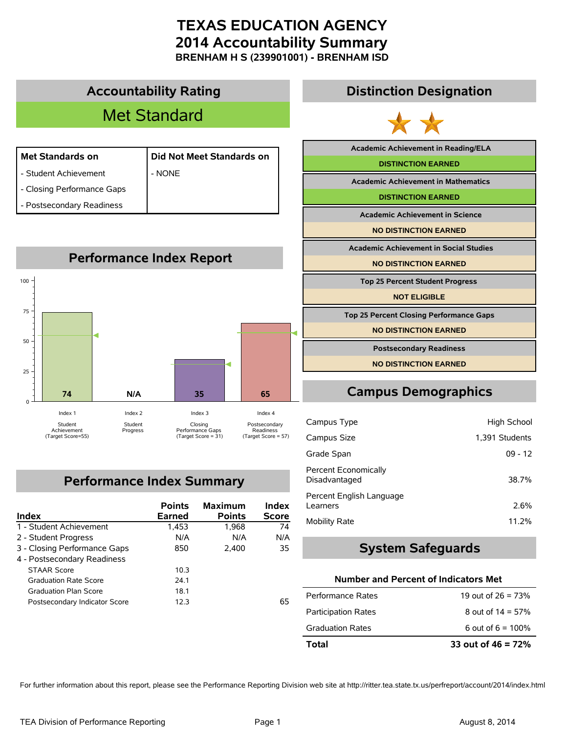# TEXAS EDUCATION AGENCY
# 2014 Accountability Summary
### BRENHAM H S (239901001) - BRENHAM ISD

## Accountability Rating

**Met Standard**

| Met Standards on | Did Not Meet Standards on |
|---|---|
| - Student Achievement | - NONE |
| - Closing Performance Gaps | |
| - Postsecondary Readiness | |

## Performance Index Report

| Index | Score | Target |
|---|---|---|
| Index 1 Student Achievement | 74 | Target Score=55 |
| Index 2 Student Progress | N/A | |
| Index 3 Closing Performance Gaps | 35 | Target Score = 31 |
| Index 4 Postsecondary Readiness | 65 | Target Score = 57 |

## Performance Index Summary

| Index | Points Earned | Maximum Points | Index Score |
|---|---|---|---|
| 1 - Student Achievement | 1,453 | 1,968 | 74 |
| 2 - Student Progress | N/A | N/A | N/A |
| 3 - Closing Performance Gaps | 850 | 2,400 | 35 |
| 4 - Postsecondary Readiness | | | |
| STAAR Score | 10.3 | | |
| Graduation Rate Score | 24.1 | | |
| Graduation Plan Score | 18.1 | | |
| Postsecondary Indicator Score | 12.3 | | 65 |

## Distinction Designation

| Distinction | Result |
|---|---|
| Academic Achievement in Reading/ELA | DISTINCTION EARNED |
| Academic Achievement in Mathematics | DISTINCTION EARNED |
| Academic Achievement in Science | NO DISTINCTION EARNED |
| Academic Achievement in Social Studies | NO DISTINCTION EARNED |
| Top 25 Percent Student Progress | NOT ELIGIBLE |
| Top 25 Percent Closing Performance Gaps | NO DISTINCTION EARNED |
| Postsecondary Readiness | NO DISTINCTION EARNED |

## Campus Demographics

| | |
|---|---|
| Campus Type | High School |
| Campus Size | 1,391 Students |
| Grade Span | 09 - 12 |
| Percent Economically Disadvantaged | 38.7% |
| Percent English Language Learners | 2.6% |
| Mobility Rate | 11.2% |

## System Safeguards

**Number and Percent of Indicators Met**

| | |
|---|---|
| Performance Rates | 19 out of 26 = 73% |
| Participation Rates | 8 out of 14 = 57% |
| Graduation Rates | 6 out of 6 = 100% |
| **Total** | **33 out of 46 = 72%** |

For further information about this report, please see the Performance Reporting Division web site at http://ritter.tea.state.tx.us/perfreport/account/2014/index.html

TEA Division of Performance Reporting

August 8, 2014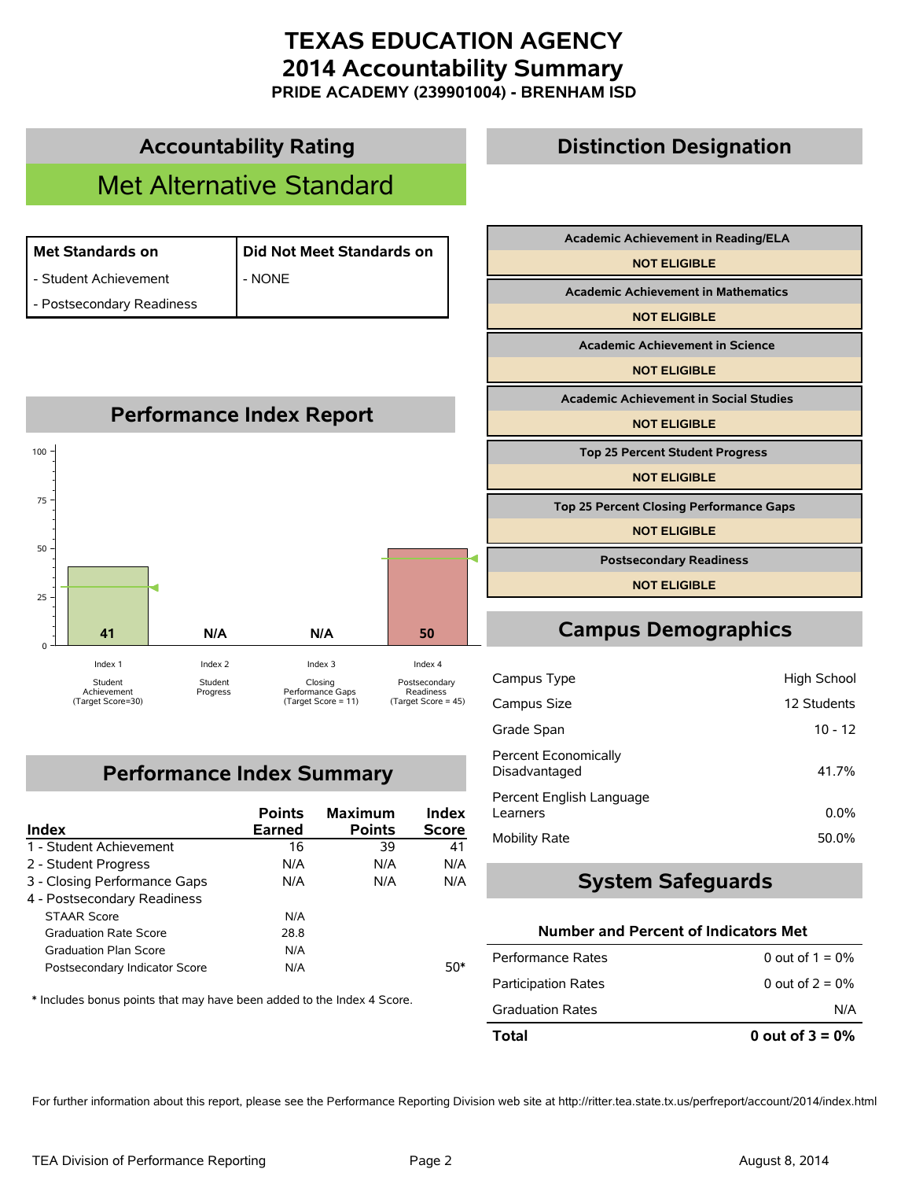# TEXAS EDUCATION AGENCY
# 2014 Accountability Summary
### PRIDE ACADEMY (239901004) - BRENHAM ISD

## Accountability Rating

**Met Alternative Standard**

| Met Standards on | Did Not Meet Standards on |
|---|---|
| - Student Achievement | - NONE |
| - Postsecondary Readiness | |

## Performance Index Report

| Index | Score |
|---|---|
| Index 1 Student Achievement (Target Score=30) | 41 |
| Index 2 Student Progress | N/A |
| Index 3 Closing Performance Gaps (Target Score = 11) | N/A |
| Index 4 Postsecondary Readiness (Target Score = 45) | 50 |

## Performance Index Summary

| Index | Points Earned | Maximum Points | Index Score |
|---|---|---|---|
| 1 - Student Achievement | 16 | 39 | 41 |
| 2 - Student Progress | N/A | N/A | N/A |
| 3 - Closing Performance Gaps | N/A | N/A | N/A |
| 4 - Postsecondary Readiness | | | |
| STAAR Score | N/A | | |
| Graduation Rate Score | 28.8 | | |
| Graduation Plan Score | N/A | | |
| Postsecondary Indicator Score | N/A | | 50* |

\* Includes bonus points that may have been added to the Index 4 Score.

## Distinction Designation

| Distinction | Status |
|---|---|
| Academic Achievement in Reading/ELA | NOT ELIGIBLE |
| Academic Achievement in Mathematics | NOT ELIGIBLE |
| Academic Achievement in Science | NOT ELIGIBLE |
| Academic Achievement in Social Studies | NOT ELIGIBLE |
| Top 25 Percent Student Progress | NOT ELIGIBLE |
| Top 25 Percent Closing Performance Gaps | NOT ELIGIBLE |
| Postsecondary Readiness | NOT ELIGIBLE |

## Campus Demographics

| | |
|---|---|
| Campus Type | High School |
| Campus Size | 12 Students |
| Grade Span | 10 - 12 |
| Percent Economically Disadvantaged | 41.7% |
| Percent English Language Learners | 0.0% |
| Mobility Rate | 50.0% |

## System Safeguards

**Number and Percent of Indicators Met**

| | |
|---|---|
| Performance Rates | 0 out of 1 = 0% |
| Participation Rates | 0 out of 2 = 0% |
| Graduation Rates | N/A |
| **Total** | **0 out of 3 = 0%** |

For further information about this report, please see the Performance Reporting Division web site at http://ritter.tea.state.tx.us/perfreport/account/2014/index.html

TEA Division of Performance Reporting — August 8, 2014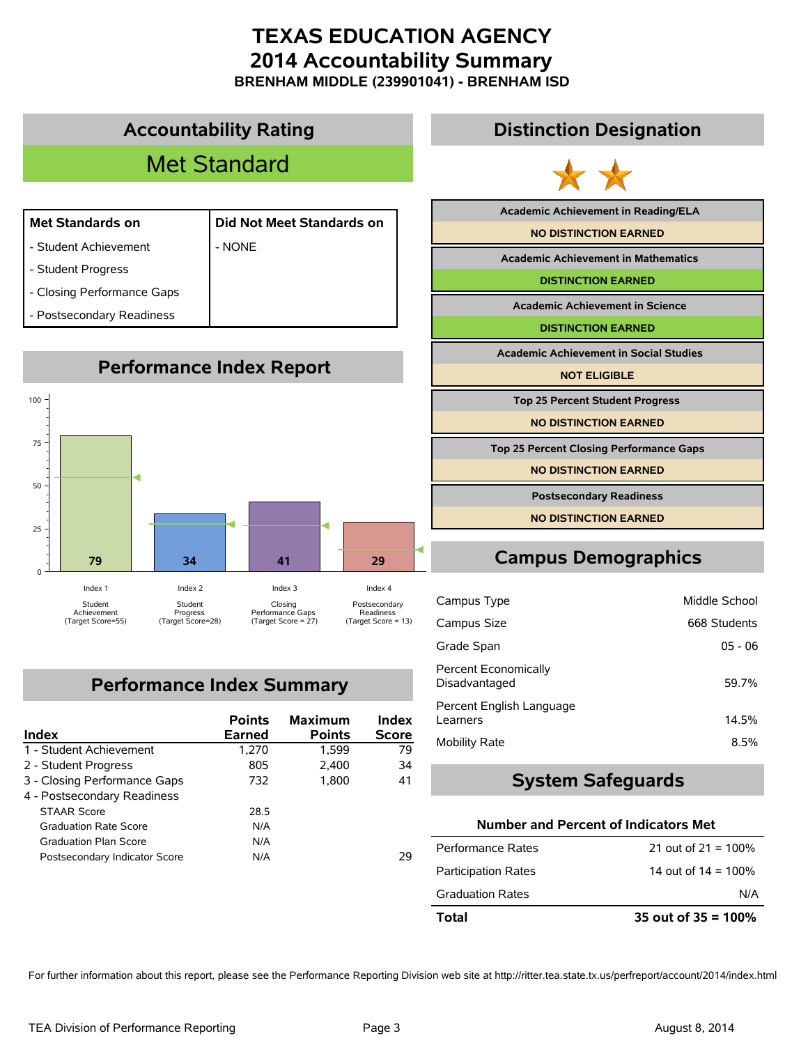# TEXAS EDUCATION AGENCY
# 2014 Accountability Summary
### BRENHAM MIDDLE (239901041) - BRENHAM ISD

## Accountability Rating

**Met Standard**

| Met Standards on | Did Not Meet Standards on |
|---|---|
| - Student Achievement | - NONE |
| - Student Progress | |
| - Closing Performance Gaps | |
| - Postsecondary Readiness | |

## Performance Index Report

| Index | Score | Target Score |
|---|---|---|
| Index 1 Student Achievement | 79 | 55 |
| Index 2 Student Progress | 34 | 28 |
| Index 3 Closing Performance Gaps | 41 | 27 |
| Index 4 Postsecondary Readiness | 29 | 13 |

## Performance Index Summary

| Index | Points Earned | Maximum Points | Index Score |
|---|---|---|---|
| 1 - Student Achievement | 1,270 | 1,599 | 79 |
| 2 - Student Progress | 805 | 2,400 | 34 |
| 3 - Closing Performance Gaps | 732 | 1,800 | 41 |
| 4 - Postsecondary Readiness | | | |
| STAAR Score | 28.5 | | |
| Graduation Rate Score | N/A | | |
| Graduation Plan Score | N/A | | |
| Postsecondary Indicator Score | N/A | | 29 |

## Distinction Designation

| Distinction | Result |
|---|---|
| Academic Achievement in Reading/ELA | NO DISTINCTION EARNED |
| Academic Achievement in Mathematics | DISTINCTION EARNED |
| Academic Achievement in Science | DISTINCTION EARNED |
| Academic Achievement in Social Studies | NOT ELIGIBLE |
| Top 25 Percent Student Progress | NO DISTINCTION EARNED |
| Top 25 Percent Closing Performance Gaps | NO DISTINCTION EARNED |
| Postsecondary Readiness | NO DISTINCTION EARNED |

## Campus Demographics

| | |
|---|---|
| Campus Type | Middle School |
| Campus Size | 668 Students |
| Grade Span | 05 - 06 |
| Percent Economically Disadvantaged | 59.7% |
| Percent English Language Learners | 14.5% |
| Mobility Rate | 8.5% |

## System Safeguards

| Number and Percent of Indicators Met | |
|---|---|
| Performance Rates | 21 out of 21 = 100% |
| Participation Rates | 14 out of 14 = 100% |
| Graduation Rates | N/A |
| **Total** | **35 out of 35 = 100%** |

For further information about this report, please see the Performance Reporting Division web site at http://ritter.tea.state.tx.us/perfreport/account/2014/index.html

TEA Division of Performance Reporting — August 8, 2014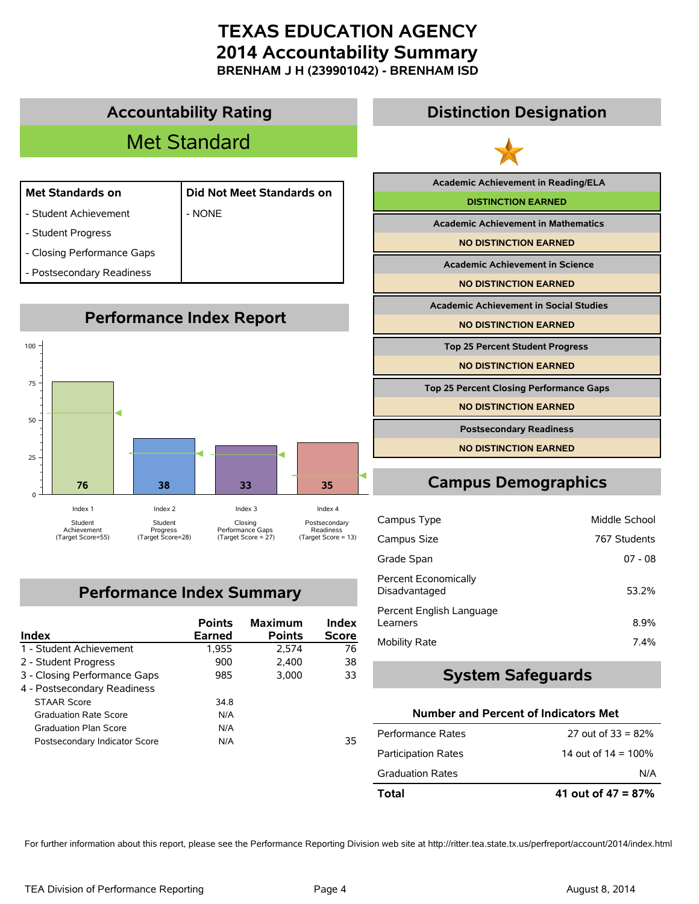# TEXAS EDUCATION AGENCY
# 2014 Accountability Summary
### BRENHAM J H (239901042) - BRENHAM ISD

## Accountability Rating

**Met Standard**

| Met Standards on | Did Not Meet Standards on |
|---|---|
| - Student Achievement | - NONE |
| - Student Progress | |
| - Closing Performance Gaps | |
| - Postsecondary Readiness | |

## Performance Index Report

| Index | Score | Target Score |
|---|---|---|
| Index 1 Student Achievement | 76 | 55 |
| Index 2 Student Progress | 38 | 28 |
| Index 3 Closing Performance Gaps | 33 | 27 |
| Index 4 Postsecondary Readiness | 35 | 13 |

## Performance Index Summary

| Index | Points Earned | Maximum Points | Index Score |
|---|---|---|---|
| 1 - Student Achievement | 1,955 | 2,574 | 76 |
| 2 - Student Progress | 900 | 2,400 | 38 |
| 3 - Closing Performance Gaps | 985 | 3,000 | 33 |
| 4 - Postsecondary Readiness | | | |
| STAAR Score | 34.8 | | |
| Graduation Rate Score | N/A | | |
| Graduation Plan Score | N/A | | |
| Postsecondary Indicator Score | N/A | | 35 |

## Distinction Designation

| Distinction | Status |
|---|---|
| Academic Achievement in Reading/ELA | DISTINCTION EARNED |
| Academic Achievement in Mathematics | NO DISTINCTION EARNED |
| Academic Achievement in Science | NO DISTINCTION EARNED |
| Academic Achievement in Social Studies | NO DISTINCTION EARNED |
| Top 25 Percent Student Progress | NO DISTINCTION EARNED |
| Top 25 Percent Closing Performance Gaps | NO DISTINCTION EARNED |
| Postsecondary Readiness | NO DISTINCTION EARNED |

## Campus Demographics

| | |
|---|---|
| Campus Type | Middle School |
| Campus Size | 767 Students |
| Grade Span | 07 - 08 |
| Percent Economically Disadvantaged | 53.2% |
| Percent English Language Learners | 8.9% |
| Mobility Rate | 7.4% |

## System Safeguards

| Number and Percent of Indicators Met | |
|---|---|
| Performance Rates | 27 out of 33 = 82% |
| Participation Rates | 14 out of 14 = 100% |
| Graduation Rates | N/A |
| **Total** | **41 out of 47 = 87%** |

For further information about this report, please see the Performance Reporting Division web site at http://ritter.tea.state.tx.us/perfreport/account/2014/index.html

TEA Division of Performance Reporting — August 8, 2014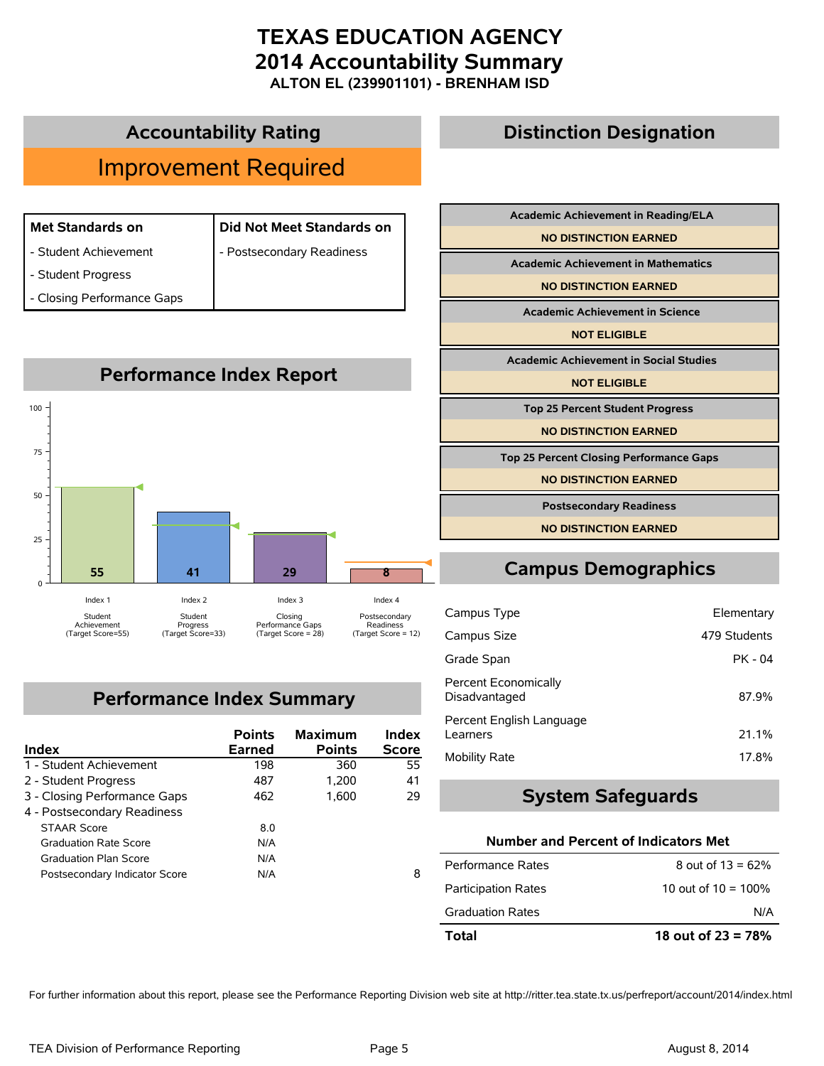# TEXAS EDUCATION AGENCY
# 2014 Accountability Summary
### ALTON EL (239901101) - BRENHAM ISD

## Accountability Rating

**Improvement Required**

| Met Standards on | Did Not Meet Standards on |
|---|---|
| - Student Achievement | - Postsecondary Readiness |
| - Student Progress | |
| - Closing Performance Gaps | |

## Performance Index Report

| Index | Score | Target Score |
|---|---|---|
| Index 1 Student Achievement | 55 | 55 |
| Index 2 Student Progress | 41 | 33 |
| Index 3 Closing Performance Gaps | 29 | 28 |
| Index 4 Postsecondary Readiness | 8 | 12 |

## Performance Index Summary

| Index | Points Earned | Maximum Points | Index Score |
|---|---|---|---|
| 1 - Student Achievement | 198 | 360 | 55 |
| 2 - Student Progress | 487 | 1,200 | 41 |
| 3 - Closing Performance Gaps | 462 | 1,600 | 29 |
| 4 - Postsecondary Readiness | | | |
| STAAR Score | 8.0 | | |
| Graduation Rate Score | N/A | | |
| Graduation Plan Score | N/A | | |
| Postsecondary Indicator Score | N/A | | 8 |

## Distinction Designation

| Distinction | Status |
|---|---|
| Academic Achievement in Reading/ELA | NO DISTINCTION EARNED |
| Academic Achievement in Mathematics | NO DISTINCTION EARNED |
| Academic Achievement in Science | NOT ELIGIBLE |
| Academic Achievement in Social Studies | NOT ELIGIBLE |
| Top 25 Percent Student Progress | NO DISTINCTION EARNED |
| Top 25 Percent Closing Performance Gaps | NO DISTINCTION EARNED |
| Postsecondary Readiness | NO DISTINCTION EARNED |

## Campus Demographics

| | |
|---|---|
| Campus Type | Elementary |
| Campus Size | 479 Students |
| Grade Span | PK - 04 |
| Percent Economically Disadvantaged | 87.9% |
| Percent English Language Learners | 21.1% |
| Mobility Rate | 17.8% |

## System Safeguards

**Number and Percent of Indicators Met**

| | |
|---|---|
| Performance Rates | 8 out of 13 = 62% |
| Participation Rates | 10 out of 10 = 100% |
| Graduation Rates | N/A |
| **Total** | **18 out of 23 = 78%** |

For further information about this report, please see the Performance Reporting Division web site at http://ritter.tea.state.tx.us/perfreport/account/2014/index.html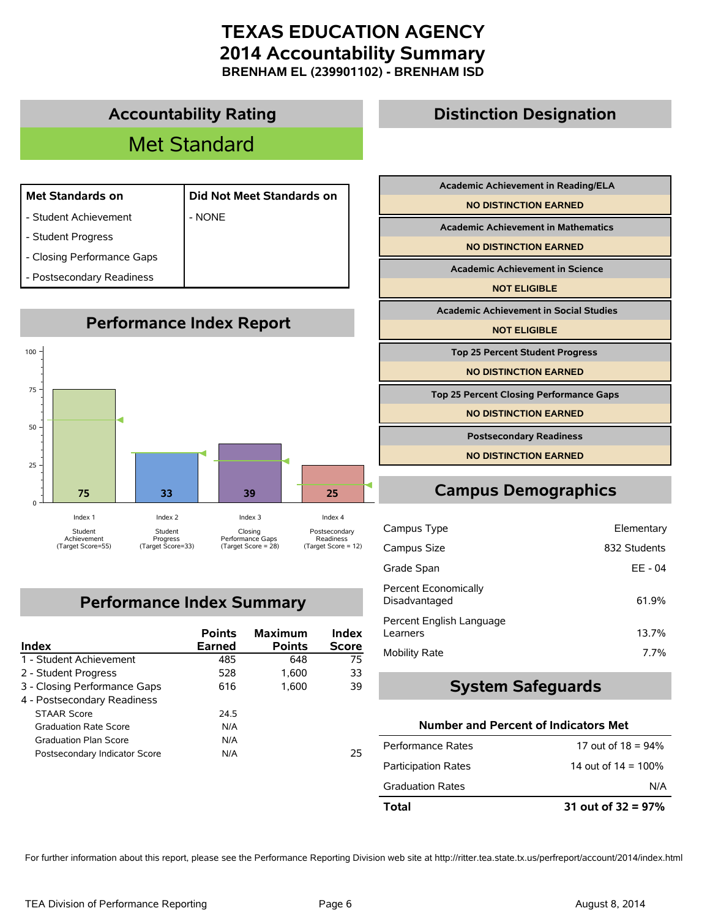# TEXAS EDUCATION AGENCY
# 2014 Accountability Summary
### BRENHAM EL (239901102) - BRENHAM ISD

## Accountability Rating

**Met Standard**

| Met Standards on | Did Not Meet Standards on |
|---|---|
| - Student Achievement | - NONE |
| - Student Progress | |
| - Closing Performance Gaps | |
| - Postsecondary Readiness | |

## Performance Index Report

| Index | Score | Target Score |
|---|---|---|
| Index 1 Student Achievement | 75 | 55 |
| Index 2 Student Progress | 33 | 33 |
| Index 3 Closing Performance Gaps | 39 | 28 |
| Index 4 Postsecondary Readiness | 25 | 12 |

## Performance Index Summary

| Index | Points Earned | Maximum Points | Index Score |
|---|---|---|---|
| 1 - Student Achievement | 485 | 648 | 75 |
| 2 - Student Progress | 528 | 1,600 | 33 |
| 3 - Closing Performance Gaps | 616 | 1,600 | 39 |
| 4 - Postsecondary Readiness | | | |
| STAAR Score | 24.5 | | |
| Graduation Rate Score | N/A | | |
| Graduation Plan Score | N/A | | |
| Postsecondary Indicator Score | N/A | | 25 |

## Distinction Designation

| Academic Achievement in Reading/ELA |
|---|
| NO DISTINCTION EARNED |

| Academic Achievement in Mathematics |
|---|
| NO DISTINCTION EARNED |

| Academic Achievement in Science |
|---|
| NOT ELIGIBLE |

| Academic Achievement in Social Studies |
|---|
| NOT ELIGIBLE |

| Top 25 Percent Student Progress |
|---|
| NO DISTINCTION EARNED |

| Top 25 Percent Closing Performance Gaps |
|---|
| NO DISTINCTION EARNED |

| Postsecondary Readiness |
|---|
| NO DISTINCTION EARNED |

## Campus Demographics

| | |
|---|---|
| Campus Type | Elementary |
| Campus Size | 832 Students |
| Grade Span | EE - 04 |
| Percent Economically Disadvantaged | 61.9% |
| Percent English Language Learners | 13.7% |
| Mobility Rate | 7.7% |

## System Safeguards

**Number and Percent of Indicators Met**

| | |
|---|---|
| Performance Rates | 17 out of 18 = 94% |
| Participation Rates | 14 out of 14 = 100% |
| Graduation Rates | N/A |
| **Total** | **31 out of 32 = 97%** |

For further information about this report, please see the Performance Reporting Division web site at http://ritter.tea.state.tx.us/perfreport/account/2014/index.html

TEA Division of Performance Reporting

August 8, 2014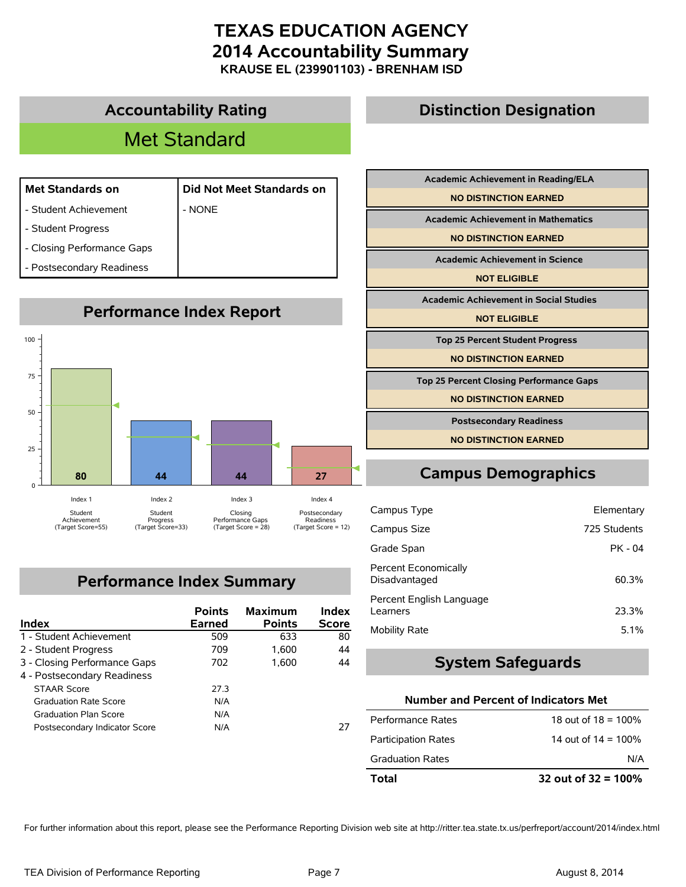# TEXAS EDUCATION AGENCY
# 2014 Accountability Summary
### KRAUSE EL (239901103) - BRENHAM ISD

## Accountability Rating

Met Standard

| Met Standards on | Did Not Meet Standards on |
|---|---|
| - Student Achievement | - NONE |
| - Student Progress | |
| - Closing Performance Gaps | |
| - Postsecondary Readiness | |

## Performance Index Report

100
75
50
25
0

80
44
44
27

Index 1
Student Achievement
(Target Score=55)

Index 2
Student Progress
(Target Score=33)

Index 3
Closing Performance Gaps
(Target Score = 28)

Index 4
Postsecondary Readiness
(Target Score = 12)

## Performance Index Summary

| Index | Points Earned | Maximum Points | Index Score |
|---|---|---|---|
| 1 - Student Achievement | 509 | 633 | 80 |
| 2 - Student Progress | 709 | 1,600 | 44 |
| 3 - Closing Performance Gaps | 702 | 1,600 | 44 |
| 4 - Postsecondary Readiness | | | |
| STAAR Score | 27.3 | | |
| Graduation Rate Score | N/A | | |
| Graduation Plan Score | N/A | | |
| Postsecondary Indicator Score | N/A | | 27 |

## Distinction Designation

| Academic Achievement in Reading/ELA |
|---|
| NO DISTINCTION EARNED |

| Academic Achievement in Mathematics |
|---|
| NO DISTINCTION EARNED |

| Academic Achievement in Science |
|---|
| NOT ELIGIBLE |

| Academic Achievement in Social Studies |
|---|
| NOT ELIGIBLE |

| Top 25 Percent Student Progress |
|---|
| NO DISTINCTION EARNED |

| Top 25 Percent Closing Performance Gaps |
|---|
| NO DISTINCTION EARNED |

| Postsecondary Readiness |
|---|
| NO DISTINCTION EARNED |

## Campus Demographics

| | |
|---|---|
| Campus Type | Elementary |
| Campus Size | 725 Students |
| Grade Span | PK - 04 |
| Percent Economically Disadvantaged | 60.3% |
| Percent English Language Learners | 23.3% |
| Mobility Rate | 5.1% |

## System Safeguards

| Number and Percent of Indicators Met | |
|---|---|
| Performance Rates | 18 out of 18 = 100% |
| Participation Rates | 14 out of 14 = 100% |
| Graduation Rates | N/A |
| **Total** | **32 out of 32 = 100%** |

For further information about this report, please see the Performance Reporting Division web site at http://ritter.tea.state.tx.us/perfreport/account/2014/index.html

TEA Division of Performance Reporting

August 8, 2014